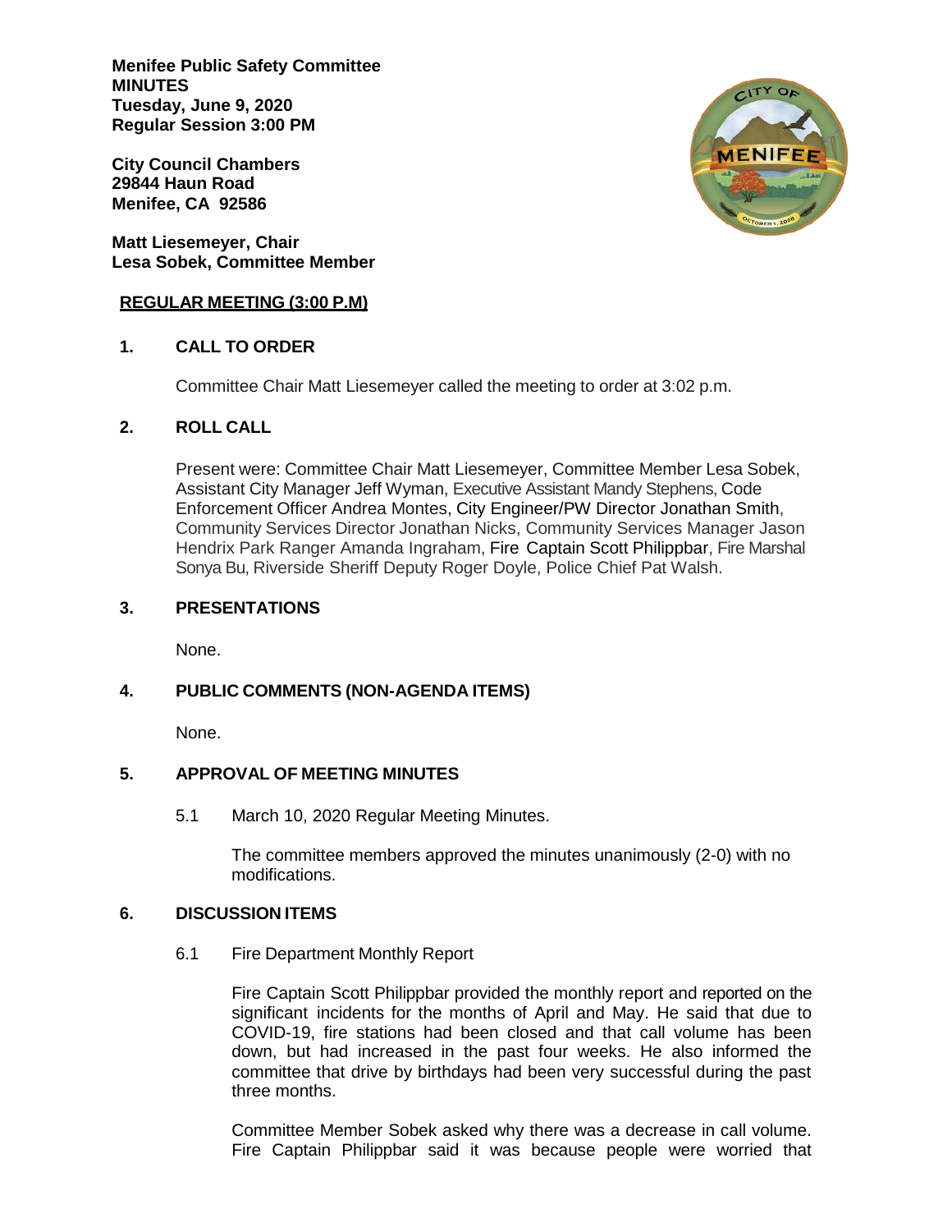**Menifee Public Safety Committee**
**MINUTES**
**Tuesday, June 9, 2020**
**Regular Session 3:00 PM**

**City Council Chambers**
**29844 Haun Road**
**Menifee, CA 92586**

**Matt Liesemeyer, Chair**
**Lesa Sobek, Committee Member**

**REGULAR MEETING (3:00 P.M)**

## 1. CALL TO ORDER

Committee Chair Matt Liesemeyer called the meeting to order at 3:02 p.m.

## 2. ROLL CALL

Present were: Committee Chair Matt Liesemeyer, Committee Member Lesa Sobek, Assistant City Manager Jeff Wyman, Executive Assistant Mandy Stephens, Code Enforcement Officer Andrea Montes, City Engineer/PW Director Jonathan Smith, Community Services Director Jonathan Nicks, Community Services Manager Jason Hendrix Park Ranger Amanda Ingraham, Fire Captain Scott Philippbar, Fire Marshal Sonya Bu, Riverside Sheriff Deputy Roger Doyle, Police Chief Pat Walsh.

## 3. PRESENTATIONS

None.

## 4. PUBLIC COMMENTS (NON-AGENDA ITEMS)

None.

## 5. APPROVAL OF MEETING MINUTES

5.1 March 10, 2020 Regular Meeting Minutes.

The committee members approved the minutes unanimously (2-0) with no modifications.

## 6. DISCUSSION ITEMS

6.1 Fire Department Monthly Report

Fire Captain Scott Philippbar provided the monthly report and reported on the significant incidents for the months of April and May. He said that due to COVID-19, fire stations had been closed and that call volume has been down, but had increased in the past four weeks. He also informed the committee that drive by birthdays had been very successful during the past three months.

Committee Member Sobek asked why there was a decrease in call volume. Fire Captain Philippbar said it was because people were worried that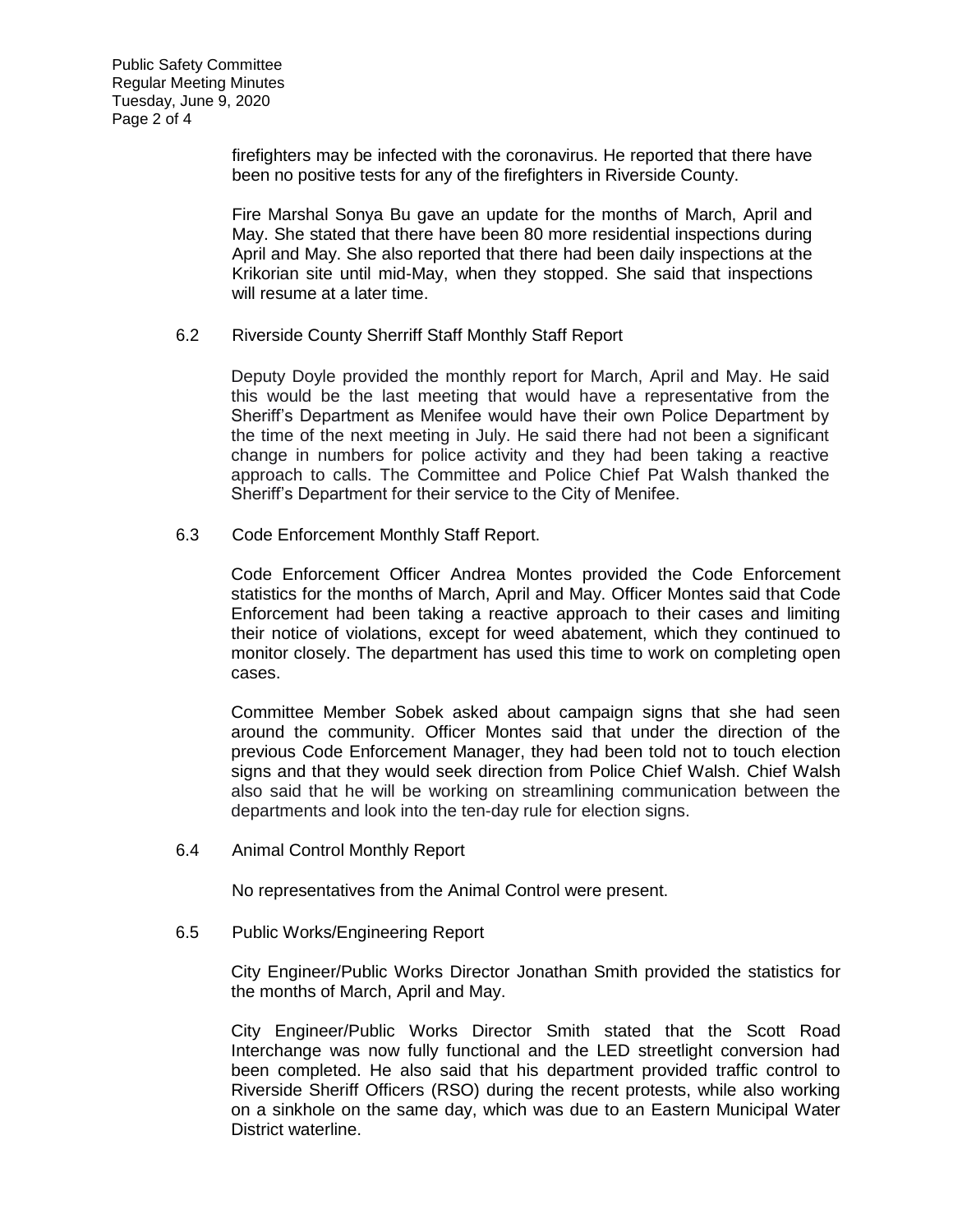firefighters may be infected with the coronavirus. He reported that there have been no positive tests for any of the firefighters in Riverside County.

Fire Marshal Sonya Bu gave an update for the months of March, April and May. She stated that there have been 80 more residential inspections during April and May. She also reported that there had been daily inspections at the Krikorian site until mid-May, when they stopped. She said that inspections will resume at a later time.

6.2 Riverside County Sherriff Staff Monthly Staff Report

Deputy Doyle provided the monthly report for March, April and May. He said this would be the last meeting that would have a representative from the Sheriff's Department as Menifee would have their own Police Department by the time of the next meeting in July. He said there had not been a significant change in numbers for police activity and they had been taking a reactive approach to calls. The Committee and Police Chief Pat Walsh thanked the Sheriff's Department for their service to the City of Menifee.

6.3 Code Enforcement Monthly Staff Report.

Code Enforcement Officer Andrea Montes provided the Code Enforcement statistics for the months of March, April and May. Officer Montes said that Code Enforcement had been taking a reactive approach to their cases and limiting their notice of violations, except for weed abatement, which they continued to monitor closely. The department has used this time to work on completing open cases.

Committee Member Sobek asked about campaign signs that she had seen around the community. Officer Montes said that under the direction of the previous Code Enforcement Manager, they had been told not to touch election signs and that they would seek direction from Police Chief Walsh. Chief Walsh also said that he will be working on streamlining communication between the departments and look into the ten-day rule for election signs.

6.4 Animal Control Monthly Report

No representatives from the Animal Control were present.

6.5 Public Works/Engineering Report

City Engineer/Public Works Director Jonathan Smith provided the statistics for the months of March, April and May.

City Engineer/Public Works Director Smith stated that the Scott Road Interchange was now fully functional and the LED streetlight conversion had been completed. He also said that his department provided traffic control to Riverside Sheriff Officers (RSO) during the recent protests, while also working on a sinkhole on the same day, which was due to an Eastern Municipal Water District waterline.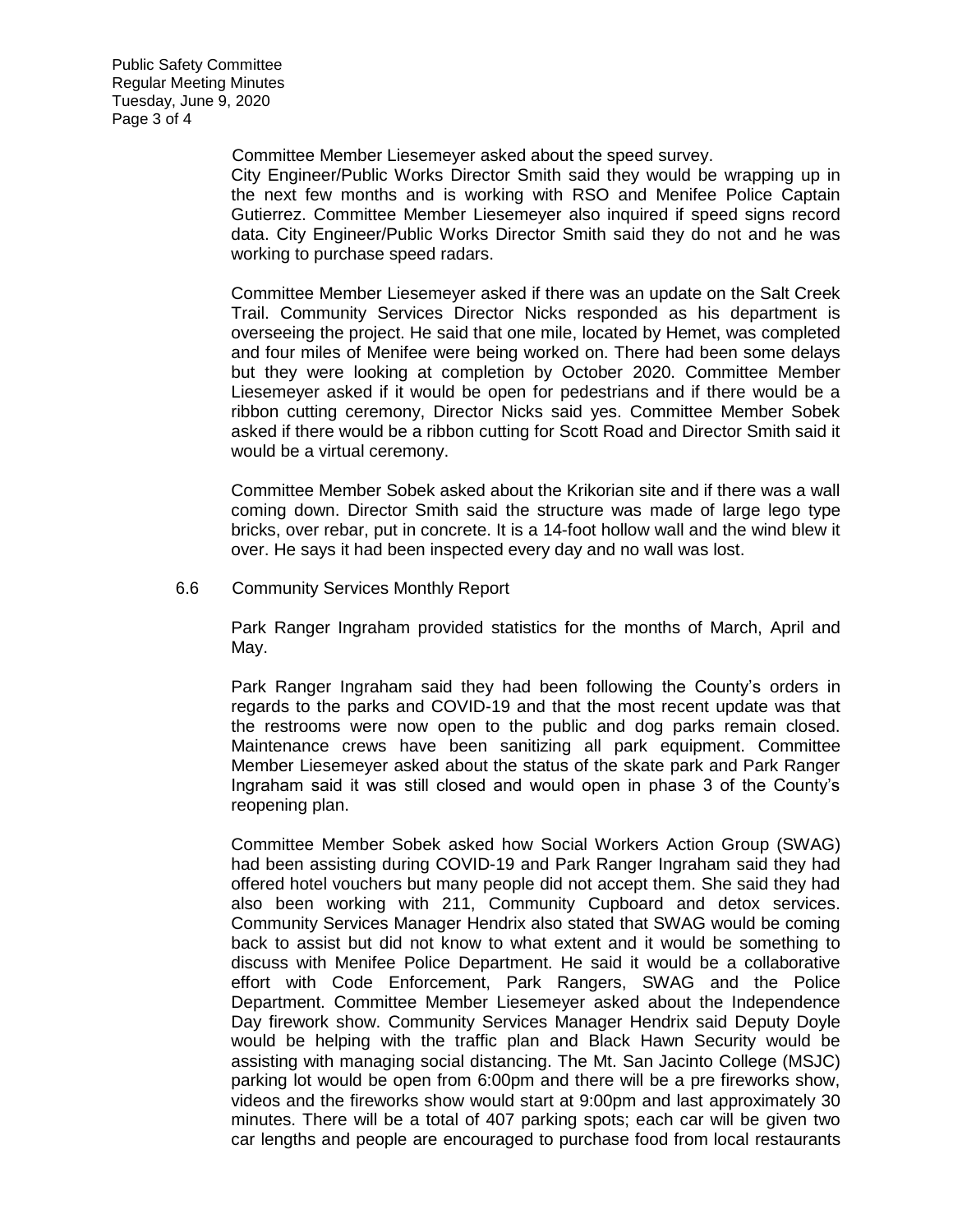Committee Member Liesemeyer asked about the speed survey. City Engineer/Public Works Director Smith said they would be wrapping up in the next few months and is working with RSO and Menifee Police Captain Gutierrez. Committee Member Liesemeyer also inquired if speed signs record data. City Engineer/Public Works Director Smith said they do not and he was working to purchase speed radars.

Committee Member Liesemeyer asked if there was an update on the Salt Creek Trail. Community Services Director Nicks responded as his department is overseeing the project. He said that one mile, located by Hemet, was completed and four miles of Menifee were being worked on. There had been some delays but they were looking at completion by October 2020. Committee Member Liesemeyer asked if it would be open for pedestrians and if there would be a ribbon cutting ceremony, Director Nicks said yes. Committee Member Sobek asked if there would be a ribbon cutting for Scott Road and Director Smith said it would be a virtual ceremony.

Committee Member Sobek asked about the Krikorian site and if there was a wall coming down. Director Smith said the structure was made of large lego type bricks, over rebar, put in concrete. It is a 14-foot hollow wall and the wind blew it over. He says it had been inspected every day and no wall was lost.

6.6 Community Services Monthly Report

Park Ranger Ingraham provided statistics for the months of March, April and May.

Park Ranger Ingraham said they had been following the County's orders in regards to the parks and COVID-19 and that the most recent update was that the restrooms were now open to the public and dog parks remain closed. Maintenance crews have been sanitizing all park equipment. Committee Member Liesemeyer asked about the status of the skate park and Park Ranger Ingraham said it was still closed and would open in phase 3 of the County's reopening plan.

Committee Member Sobek asked how Social Workers Action Group (SWAG) had been assisting during COVID-19 and Park Ranger Ingraham said they had offered hotel vouchers but many people did not accept them. She said they had also been working with 211, Community Cupboard and detox services. Community Services Manager Hendrix also stated that SWAG would be coming back to assist but did not know to what extent and it would be something to discuss with Menifee Police Department. He said it would be a collaborative effort with Code Enforcement, Park Rangers, SWAG and the Police Department. Committee Member Liesemeyer asked about the Independence Day firework show. Community Services Manager Hendrix said Deputy Doyle would be helping with the traffic plan and Black Hawn Security would be assisting with managing social distancing. The Mt. San Jacinto College (MSJC) parking lot would be open from 6:00pm and there will be a pre fireworks show, videos and the fireworks show would start at 9:00pm and last approximately 30 minutes. There will be a total of 407 parking spots; each car will be given two car lengths and people are encouraged to purchase food from local restaurants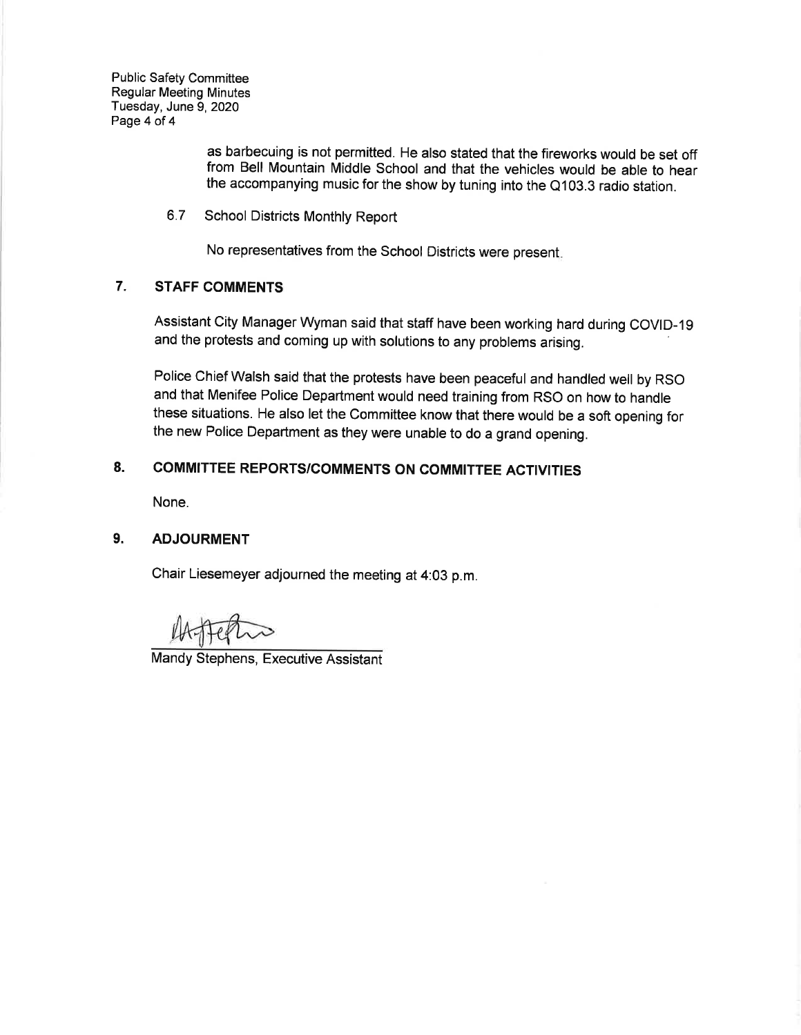as barbecuing is not permitted. He also stated that the fireworks would be set off from Bell Mountain Middle School and that the vehicles would be able to hear the accompanying music for the show by tuning into the Q103.3 radio station.

6.7 School Districts Monthly Report

No representatives from the School Districts were present.

## 7. STAFF COMMENTS

Assistant City Manager Wyman said that staff have been working hard during COVID-19 and the protests and coming up with solutions to any problems arising.

Police Chief Walsh said that the protests have been peaceful and handled well by RSO and that Menifee Police Department would need training from RSO on how to handle these situations. He also let the Committee know that there would be a soft opening for the new Police Department as they were unable to do a grand opening.

## 8. COMMITTEE REPORTS/COMMENTS ON COMMITTEE ACTIVITIES

None.

## 9. ADJOURMENT

Chair Liesemeyer adjourned the meeting at 4:03 p.m.

Mandy Stephens, Executive Assistant